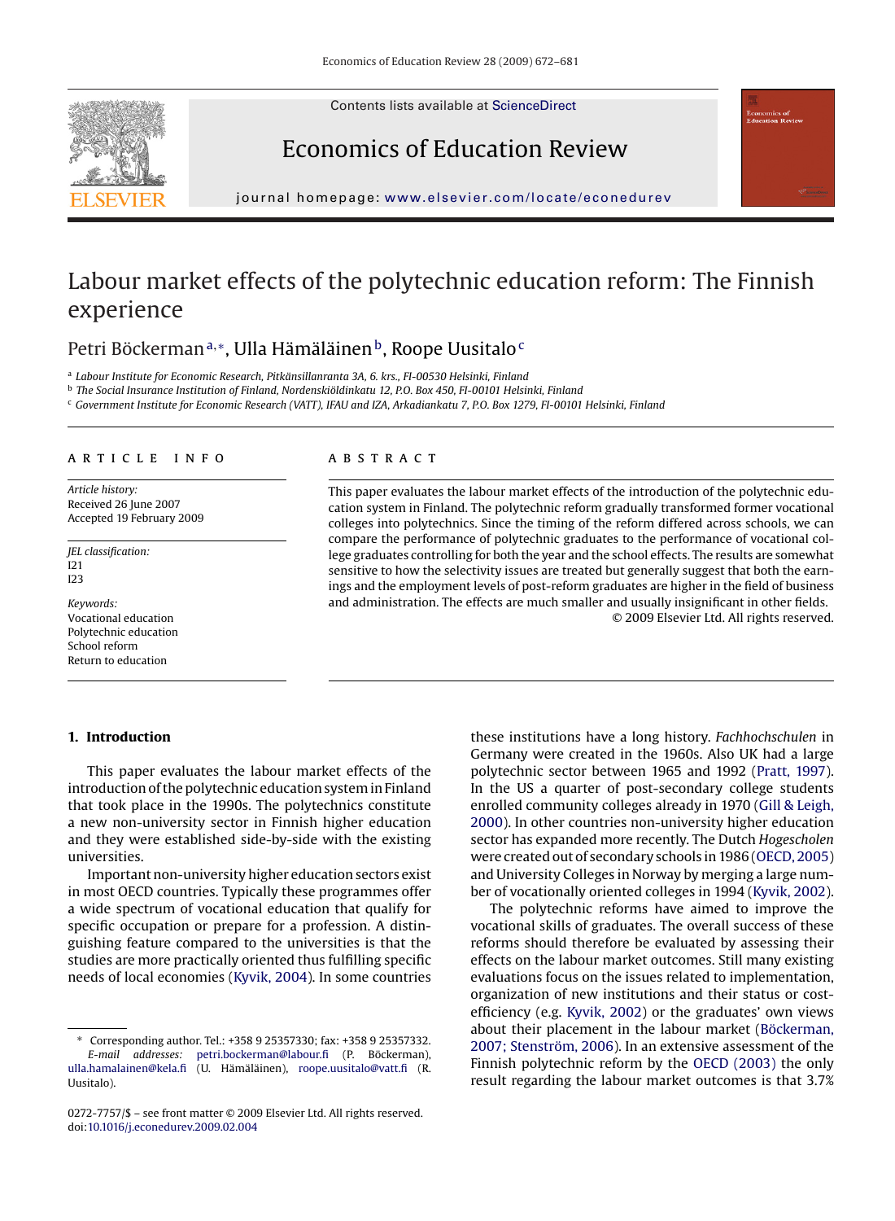# Labour market effects of the polytechnic education reform: The Finnish experience

Petri Böckerman[a,*], Ulla Hämäläinen[b], Roope Uusitalo[c]

[a] *Labour Institute for Economic Research, Pitkänsillanranta 3A, 6. krs., FI-00530 Helsinki, Finland*
[b] *The Social Insurance Institution of Finland, Nordenskiöldinkatu 12, P.O. Box 450, FI-00101 Helsinki, Finland*
[c] *Government Institute for Economic Research (VATT), IFAU and IZA, Arkadiankatu 7, P.O. Box 1279, FI-00101 Helsinki, Finland*

## ARTICLE INFO

*Article history:*
Received 26 June 2007
Accepted 19 February 2009

*JEL classification:*
I21
I23

*Keywords:*
Vocational education
Polytechnic education
School reform
Return to education

## ABSTRACT

This paper evaluates the labour market effects of the introduction of the polytechnic education system in Finland. The polytechnic reform gradually transformed former vocational colleges into polytechnics. Since the timing of the reform differed across schools, we can compare the performance of polytechnic graduates to the performance of vocational college graduates controlling for both the year and the school effects. The results are somewhat sensitive to how the selectivity issues are treated but generally suggest that both the earnings and the employment levels of post-reform graduates are higher in the field of business and administration. The effects are much smaller and usually insignificant in other fields.

© 2009 Elsevier Ltd. All rights reserved.

## 1. Introduction

This paper evaluates the labour market effects of the introduction of the polytechnic education system in Finland that took place in the 1990s. The polytechnics constitute a new non-university sector in Finnish higher education and they were established side-by-side with the existing universities.

Important non-university higher education sectors exist in most OECD countries. Typically these programmes offer a wide spectrum of vocational education that qualify for specific occupation or prepare for a profession. A distinguishing feature compared to the universities is that the studies are more practically oriented thus fulfilling specific needs of local economies (Kyvik, 2004). In some countries these institutions have a long history. *Fachhochschulen* in Germany were created in the 1960s. Also UK had a large polytechnic sector between 1965 and 1992 (Pratt, 1997). In the US a quarter of post-secondary college students enrolled community colleges already in 1970 (Gill & Leigh, 2000). In other countries non-university higher education sector has expanded more recently. The Dutch *Hogescholen* were created out of secondary schools in 1986 (OECD, 2005) and University Colleges in Norway by merging a large number of vocationally oriented colleges in 1994 (Kyvik, 2002).

The polytechnic reforms have aimed to improve the vocational skills of graduates. The overall success of these reforms should therefore be evaluated by assessing their effects on the labour market outcomes. Still many existing evaluations focus on the issues related to implementation, organization of new institutions and their status or cost-efficiency (e.g. Kyvik, 2002) or the graduates' own views about their placement in the labour market (Böckerman, 2007; Stenström, 2006). In an extensive assessment of the Finnish polytechnic reform by the OECD (2003) the only result regarding the labour market outcomes is that 3.7%

---

* Corresponding author. Tel.: +358 9 25357330; fax: +358 9 25357332.
*E-mail addresses:* petri.bockerman@labour.fi (P. Böckerman), ulla.hamalainen@kela.fi (U. Hämäläinen), roope.uusitalo@vatt.fi (R. Uusitalo).

0272-7757/$ – see front matter © 2009 Elsevier Ltd. All rights reserved.
doi:10.1016/j.econedurev.2009.02.004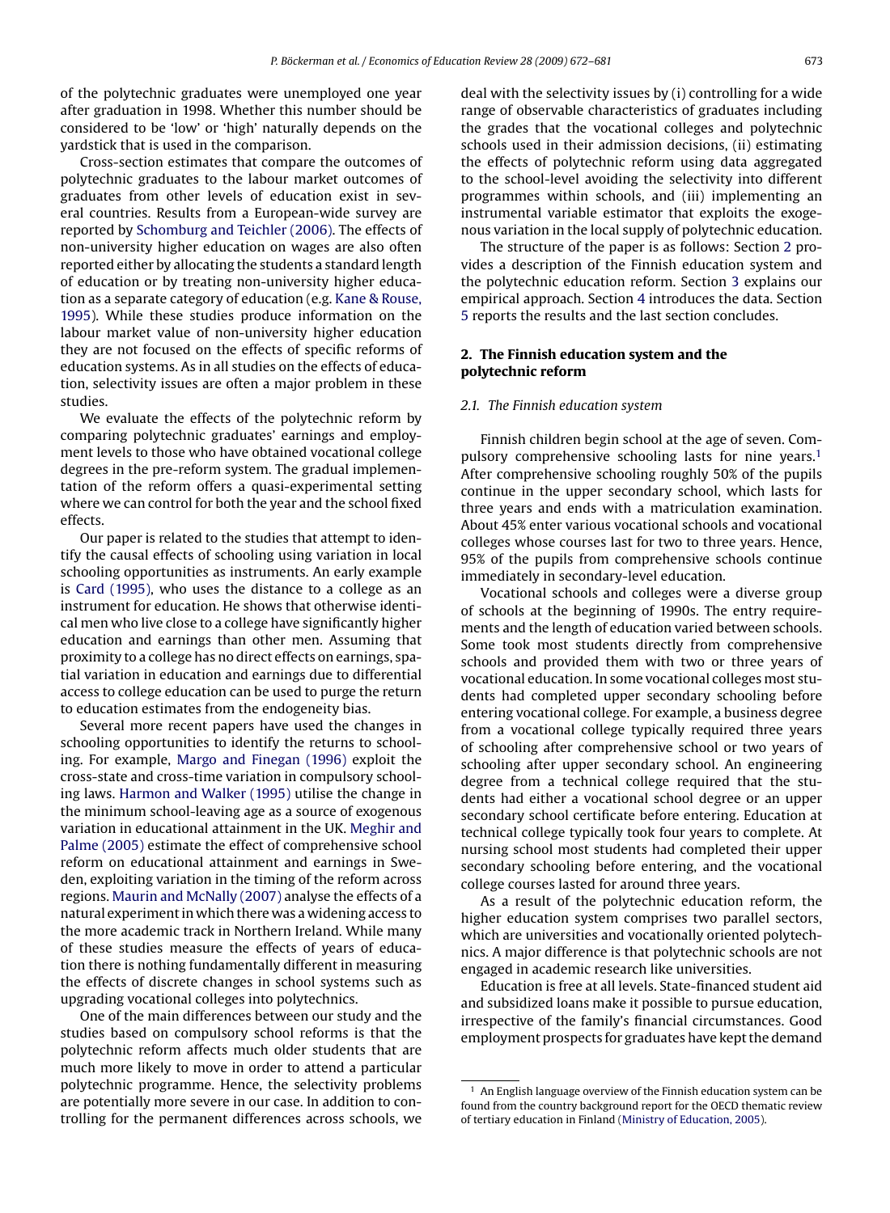of the polytechnic graduates were unemployed one year after graduation in 1998. Whether this number should be considered to be 'low' or 'high' naturally depends on the yardstick that is used in the comparison.

Cross-section estimates that compare the outcomes of polytechnic graduates to the labour market outcomes of graduates from other levels of education exist in several countries. Results from a European-wide survey are reported by Schomburg and Teichler (2006). The effects of non-university higher education on wages are also often reported either by allocating the students a standard length of education or by treating non-university higher education as a separate category of education (e.g. Kane & Rouse, 1995). While these studies produce information on the labour market value of non-university higher education they are not focused on the effects of specific reforms of education systems. As in all studies on the effects of education, selectivity issues are often a major problem in these studies.

We evaluate the effects of the polytechnic reform by comparing polytechnic graduates' earnings and employment levels to those who have obtained vocational college degrees in the pre-reform system. The gradual implementation of the reform offers a quasi-experimental setting where we can control for both the year and the school fixed effects.

Our paper is related to the studies that attempt to identify the causal effects of schooling using variation in local schooling opportunities as instruments. An early example is Card (1995), who uses the distance to a college as an instrument for education. He shows that otherwise identical men who live close to a college have significantly higher education and earnings than other men. Assuming that proximity to a college has no direct effects on earnings, spatial variation in education and earnings due to differential access to college education can be used to purge the return to education estimates from the endogeneity bias.

Several more recent papers have used the changes in schooling opportunities to identify the returns to schooling. For example, Margo and Finegan (1996) exploit the cross-state and cross-time variation in compulsory schooling laws. Harmon and Walker (1995) utilise the change in the minimum school-leaving age as a source of exogenous variation in educational attainment in the UK. Meghir and Palme (2005) estimate the effect of comprehensive school reform on educational attainment and earnings in Sweden, exploiting variation in the timing of the reform across regions. Maurin and McNally (2007) analyse the effects of a natural experiment in which there was a widening access to the more academic track in Northern Ireland. While many of these studies measure the effects of years of education there is nothing fundamentally different in measuring the effects of discrete changes in school systems such as upgrading vocational colleges into polytechnics.

One of the main differences between our study and the studies based on compulsory school reforms is that the polytechnic reform affects much older students that are much more likely to move in order to attend a particular polytechnic programme. Hence, the selectivity problems are potentially more severe in our case. In addition to controlling for the permanent differences across schools, we deal with the selectivity issues by (i) controlling for a wide range of observable characteristics of graduates including the grades that the vocational colleges and polytechnic schools used in their admission decisions, (ii) estimating the effects of polytechnic reform using data aggregated to the school-level avoiding the selectivity into different programmes within schools, and (iii) implementing an instrumental variable estimator that exploits the exogenous variation in the local supply of polytechnic education.

The structure of the paper is as follows: Section 2 provides a description of the Finnish education system and the polytechnic education reform. Section 3 explains our empirical approach. Section 4 introduces the data. Section 5 reports the results and the last section concludes.

## 2. The Finnish education system and the polytechnic reform

### 2.1. The Finnish education system

Finnish children begin school at the age of seven. Compulsory comprehensive schooling lasts for nine years.[1] After comprehensive schooling roughly 50% of the pupils continue in the upper secondary school, which lasts for three years and ends with a matriculation examination. About 45% enter various vocational schools and vocational colleges whose courses last for two to three years. Hence, 95% of the pupils from comprehensive schools continue immediately in secondary-level education.

Vocational schools and colleges were a diverse group of schools at the beginning of 1990s. The entry requirements and the length of education varied between schools. Some took most students directly from comprehensive schools and provided them with two or three years of vocational education. In some vocational colleges most students had completed upper secondary schooling before entering vocational college. For example, a business degree from a vocational college typically required three years of schooling after comprehensive school or two years of schooling after upper secondary school. An engineering degree from a technical college required that the students had either a vocational school degree or an upper secondary school certificate before entering. Education at technical college typically took four years to complete. At nursing school most students had completed their upper secondary schooling before entering, and the vocational college courses lasted for around three years.

As a result of the polytechnic education reform, the higher education system comprises two parallel sectors, which are universities and vocationally oriented polytechnics. A major difference is that polytechnic schools are not engaged in academic research like universities.

Education is free at all levels. State-financed student aid and subsidized loans make it possible to pursue education, irrespective of the family's financial circumstances. Good employment prospects for graduates have kept the demand

[1] An English language overview of the Finnish education system can be found from the country background report for the OECD thematic review of tertiary education in Finland (Ministry of Education, 2005).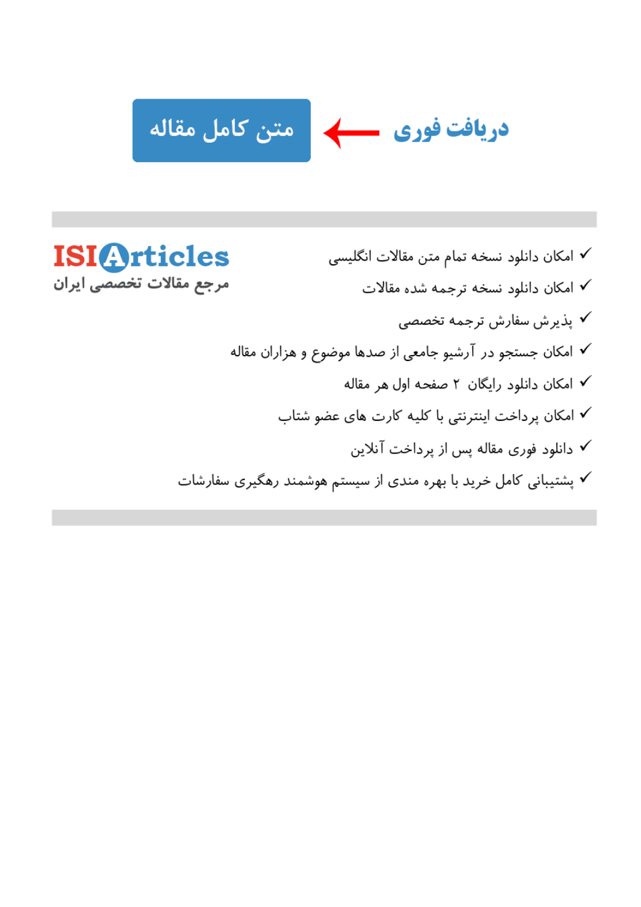دریافت فوری ← متن کامل مقاله

ISIArticles
مرجع مقالات تخصصی ایران

- ✓ امکان دانلود نسخه تمام متن مقالات انگلیسی
- ✓ امکان دانلود نسخه ترجمه شده مقالات
- ✓ پذیرش سفارش ترجمه تخصصی
- ✓ امکان جستجو در آرشیو جامعی از صدها موضوع و هزاران مقاله
- ✓ امکان دانلود رایگان ۲ صفحه اول هر مقاله
- ✓ امکان پرداخت اینترنتی با کلیه کارت های عضو شتاب
- ✓ دانلود فوری مقاله پس از پرداخت آنلاین
- ✓ پشتیبانی کامل خرید با بهره مندی از سیستم هوشمند رهگیری سفارشات